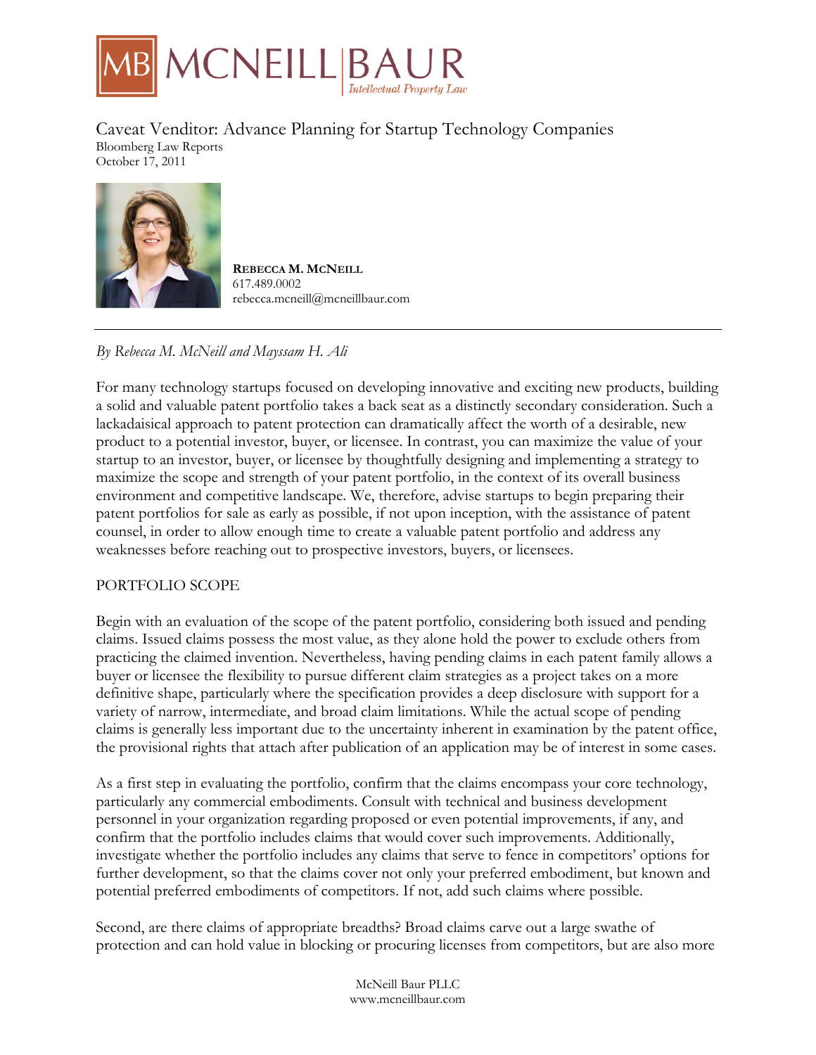# Caveat Venditor: Advance Planning for Startup Technology Companies

Bloomberg Law Reports
October 17, 2011

**REBECCA M. MCNEILL**
617.489.0002
rebecca.mcneill@mcneillbaur.com

---

*By Rebecca M. McNeill and Mayssam H. Ali*

For many technology startups focused on developing innovative and exciting new products, building a solid and valuable patent portfolio takes a back seat as a distinctly secondary consideration. Such a lackadaisical approach to patent protection can dramatically affect the worth of a desirable, new product to a potential investor, buyer, or licensee. In contrast, you can maximize the value of your startup to an investor, buyer, or licensee by thoughtfully designing and implementing a strategy to maximize the scope and strength of your patent portfolio, in the context of its overall business environment and competitive landscape. We, therefore, advise startups to begin preparing their patent portfolios for sale as early as possible, if not upon inception, with the assistance of patent counsel, in order to allow enough time to create a valuable patent portfolio and address any weaknesses before reaching out to prospective investors, buyers, or licensees.

## PORTFOLIO SCOPE

Begin with an evaluation of the scope of the patent portfolio, considering both issued and pending claims. Issued claims possess the most value, as they alone hold the power to exclude others from practicing the claimed invention. Nevertheless, having pending claims in each patent family allows a buyer or licensee the flexibility to pursue different claim strategies as a project takes on a more definitive shape, particularly where the specification provides a deep disclosure with support for a variety of narrow, intermediate, and broad claim limitations. While the actual scope of pending claims is generally less important due to the uncertainty inherent in examination by the patent office, the provisional rights that attach after publication of an application may be of interest in some cases.

As a first step in evaluating the portfolio, confirm that the claims encompass your core technology, particularly any commercial embodiments. Consult with technical and business development personnel in your organization regarding proposed or even potential improvements, if any, and confirm that the portfolio includes claims that would cover such improvements. Additionally, investigate whether the portfolio includes any claims that serve to fence in competitors' options for further development, so that the claims cover not only your preferred embodiment, but known and potential preferred embodiments of competitors. If not, add such claims where possible.

Second, are there claims of appropriate breadths? Broad claims carve out a large swathe of protection and can hold value in blocking or procuring licenses from competitors, but are also more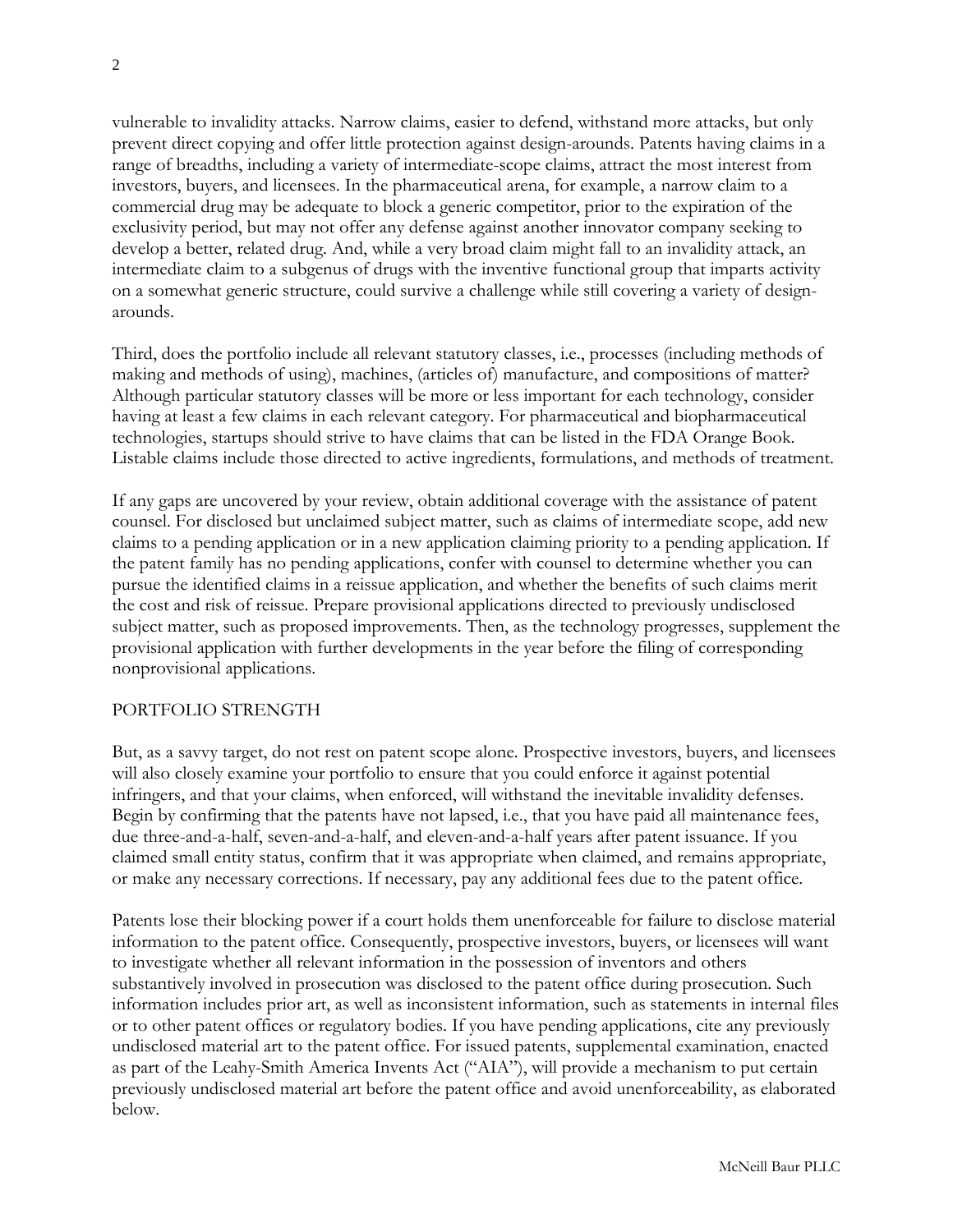vulnerable to invalidity attacks. Narrow claims, easier to defend, withstand more attacks, but only prevent direct copying and offer little protection against design-arounds. Patents having claims in a range of breadths, including a variety of intermediate-scope claims, attract the most interest from investors, buyers, and licensees. In the pharmaceutical arena, for example, a narrow claim to a commercial drug may be adequate to block a generic competitor, prior to the expiration of the exclusivity period, but may not offer any defense against another innovator company seeking to develop a better, related drug. And, while a very broad claim might fall to an invalidity attack, an intermediate claim to a subgenus of drugs with the inventive functional group that imparts activity on a somewhat generic structure, could survive a challenge while still covering a variety of design-arounds.

Third, does the portfolio include all relevant statutory classes, i.e., processes (including methods of making and methods of using), machines, (articles of) manufacture, and compositions of matter? Although particular statutory classes will be more or less important for each technology, consider having at least a few claims in each relevant category. For pharmaceutical and biopharmaceutical technologies, startups should strive to have claims that can be listed in the FDA Orange Book. Listable claims include those directed to active ingredients, formulations, and methods of treatment.

If any gaps are uncovered by your review, obtain additional coverage with the assistance of patent counsel. For disclosed but unclaimed subject matter, such as claims of intermediate scope, add new claims to a pending application or in a new application claiming priority to a pending application. If the patent family has no pending applications, confer with counsel to determine whether you can pursue the identified claims in a reissue application, and whether the benefits of such claims merit the cost and risk of reissue. Prepare provisional applications directed to previously undisclosed subject matter, such as proposed improvements. Then, as the technology progresses, supplement the provisional application with further developments in the year before the filing of corresponding nonprovisional applications.

## PORTFOLIO STRENGTH

But, as a savvy target, do not rest on patent scope alone. Prospective investors, buyers, and licensees will also closely examine your portfolio to ensure that you could enforce it against potential infringers, and that your claims, when enforced, will withstand the inevitable invalidity defenses. Begin by confirming that the patents have not lapsed, i.e., that you have paid all maintenance fees, due three-and-a-half, seven-and-a-half, and eleven-and-a-half years after patent issuance. If you claimed small entity status, confirm that it was appropriate when claimed, and remains appropriate, or make any necessary corrections. If necessary, pay any additional fees due to the patent office.

Patents lose their blocking power if a court holds them unenforceable for failure to disclose material information to the patent office. Consequently, prospective investors, buyers, or licensees will want to investigate whether all relevant information in the possession of inventors and others substantively involved in prosecution was disclosed to the patent office during prosecution. Such information includes prior art, as well as inconsistent information, such as statements in internal files or to other patent offices or regulatory bodies. If you have pending applications, cite any previously undisclosed material art to the patent office. For issued patents, supplemental examination, enacted as part of the Leahy-Smith America Invents Act ("AIA"), will provide a mechanism to put certain previously undisclosed material art before the patent office and avoid unenforceability, as elaborated below.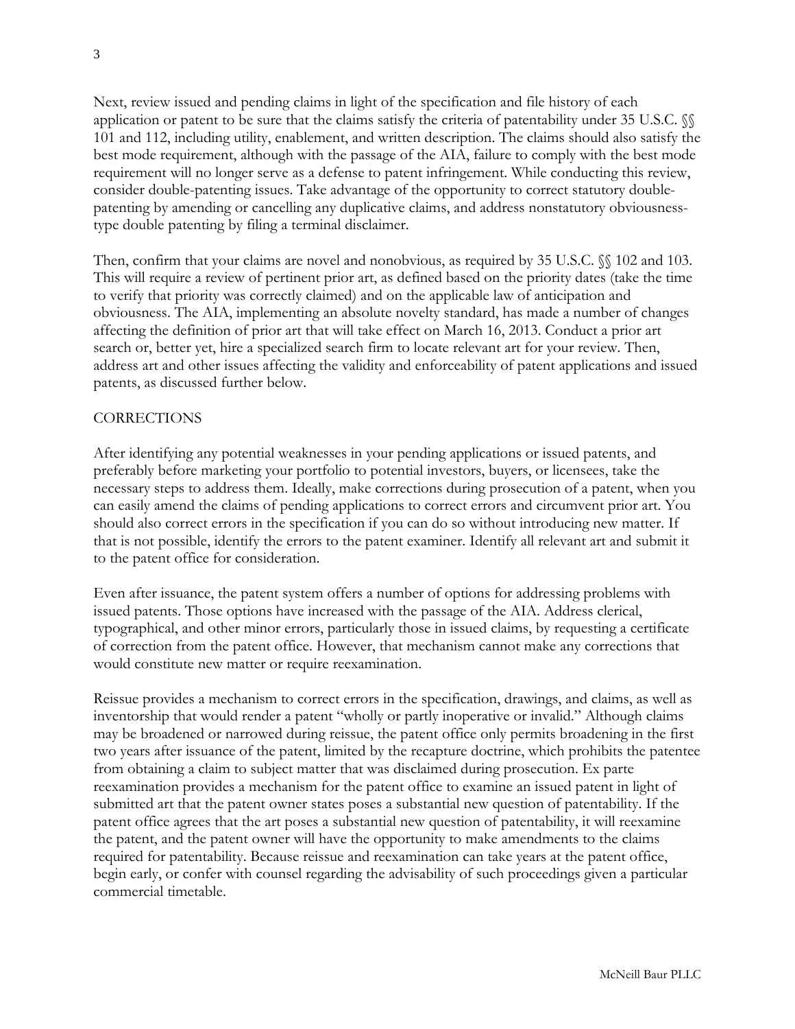Next, review issued and pending claims in light of the specification and file history of each application or patent to be sure that the claims satisfy the criteria of patentability under 35 U.S.C. §§ 101 and 112, including utility, enablement, and written description. The claims should also satisfy the best mode requirement, although with the passage of the AIA, failure to comply with the best mode requirement will no longer serve as a defense to patent infringement. While conducting this review, consider double-patenting issues. Take advantage of the opportunity to correct statutory double-patenting by amending or cancelling any duplicative claims, and address nonstatutory obviousness-type double patenting by filing a terminal disclaimer.

Then, confirm that your claims are novel and nonobvious, as required by 35 U.S.C. §§ 102 and 103. This will require a review of pertinent prior art, as defined based on the priority dates (take the time to verify that priority was correctly claimed) and on the applicable law of anticipation and obviousness. The AIA, implementing an absolute novelty standard, has made a number of changes affecting the definition of prior art that will take effect on March 16, 2013. Conduct a prior art search or, better yet, hire a specialized search firm to locate relevant art for your review. Then, address art and other issues affecting the validity and enforceability of patent applications and issued patents, as discussed further below.

## CORRECTIONS

After identifying any potential weaknesses in your pending applications or issued patents, and preferably before marketing your portfolio to potential investors, buyers, or licensees, take the necessary steps to address them. Ideally, make corrections during prosecution of a patent, when you can easily amend the claims of pending applications to correct errors and circumvent prior art. You should also correct errors in the specification if you can do so without introducing new matter. If that is not possible, identify the errors to the patent examiner. Identify all relevant art and submit it to the patent office for consideration.

Even after issuance, the patent system offers a number of options for addressing problems with issued patents. Those options have increased with the passage of the AIA. Address clerical, typographical, and other minor errors, particularly those in issued claims, by requesting a certificate of correction from the patent office. However, that mechanism cannot make any corrections that would constitute new matter or require reexamination.

Reissue provides a mechanism to correct errors in the specification, drawings, and claims, as well as inventorship that would render a patent "wholly or partly inoperative or invalid." Although claims may be broadened or narrowed during reissue, the patent office only permits broadening in the first two years after issuance of the patent, limited by the recapture doctrine, which prohibits the patentee from obtaining a claim to subject matter that was disclaimed during prosecution. Ex parte reexamination provides a mechanism for the patent office to examine an issued patent in light of submitted art that the patent owner states poses a substantial new question of patentability. If the patent office agrees that the art poses a substantial new question of patentability, it will reexamine the patent, and the patent owner will have the opportunity to make amendments to the claims required for patentability. Because reissue and reexamination can take years at the patent office, begin early, or confer with counsel regarding the advisability of such proceedings given a particular commercial timetable.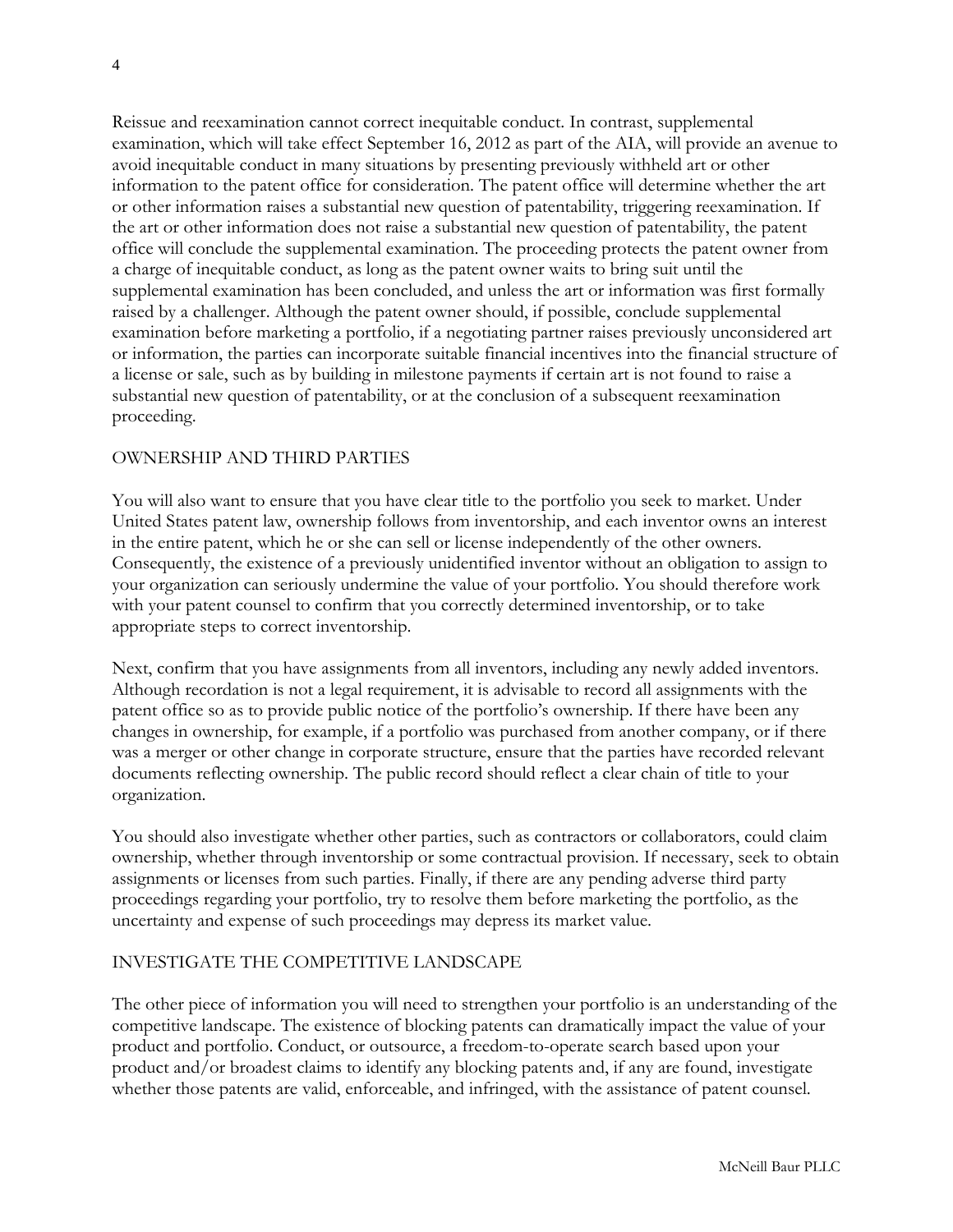Reissue and reexamination cannot correct inequitable conduct. In contrast, supplemental examination, which will take effect September 16, 2012 as part of the AIA, will provide an avenue to avoid inequitable conduct in many situations by presenting previously withheld art or other information to the patent office for consideration. The patent office will determine whether the art or other information raises a substantial new question of patentability, triggering reexamination. If the art or other information does not raise a substantial new question of patentability, the patent office will conclude the supplemental examination. The proceeding protects the patent owner from a charge of inequitable conduct, as long as the patent owner waits to bring suit until the supplemental examination has been concluded, and unless the art or information was first formally raised by a challenger. Although the patent owner should, if possible, conclude supplemental examination before marketing a portfolio, if a negotiating partner raises previously unconsidered art or information, the parties can incorporate suitable financial incentives into the financial structure of a license or sale, such as by building in milestone payments if certain art is not found to raise a substantial new question of patentability, or at the conclusion of a subsequent reexamination proceeding.

## OWNERSHIP AND THIRD PARTIES

You will also want to ensure that you have clear title to the portfolio you seek to market. Under United States patent law, ownership follows from inventorship, and each inventor owns an interest in the entire patent, which he or she can sell or license independently of the other owners. Consequently, the existence of a previously unidentified inventor without an obligation to assign to your organization can seriously undermine the value of your portfolio. You should therefore work with your patent counsel to confirm that you correctly determined inventorship, or to take appropriate steps to correct inventorship.

Next, confirm that you have assignments from all inventors, including any newly added inventors. Although recordation is not a legal requirement, it is advisable to record all assignments with the patent office so as to provide public notice of the portfolio's ownership. If there have been any changes in ownership, for example, if a portfolio was purchased from another company, or if there was a merger or other change in corporate structure, ensure that the parties have recorded relevant documents reflecting ownership. The public record should reflect a clear chain of title to your organization.

You should also investigate whether other parties, such as contractors or collaborators, could claim ownership, whether through inventorship or some contractual provision. If necessary, seek to obtain assignments or licenses from such parties. Finally, if there are any pending adverse third party proceedings regarding your portfolio, try to resolve them before marketing the portfolio, as the uncertainty and expense of such proceedings may depress its market value.

## INVESTIGATE THE COMPETITIVE LANDSCAPE

The other piece of information you will need to strengthen your portfolio is an understanding of the competitive landscape. The existence of blocking patents can dramatically impact the value of your product and portfolio. Conduct, or outsource, a freedom-to-operate search based upon your product and/or broadest claims to identify any blocking patents and, if any are found, investigate whether those patents are valid, enforceable, and infringed, with the assistance of patent counsel.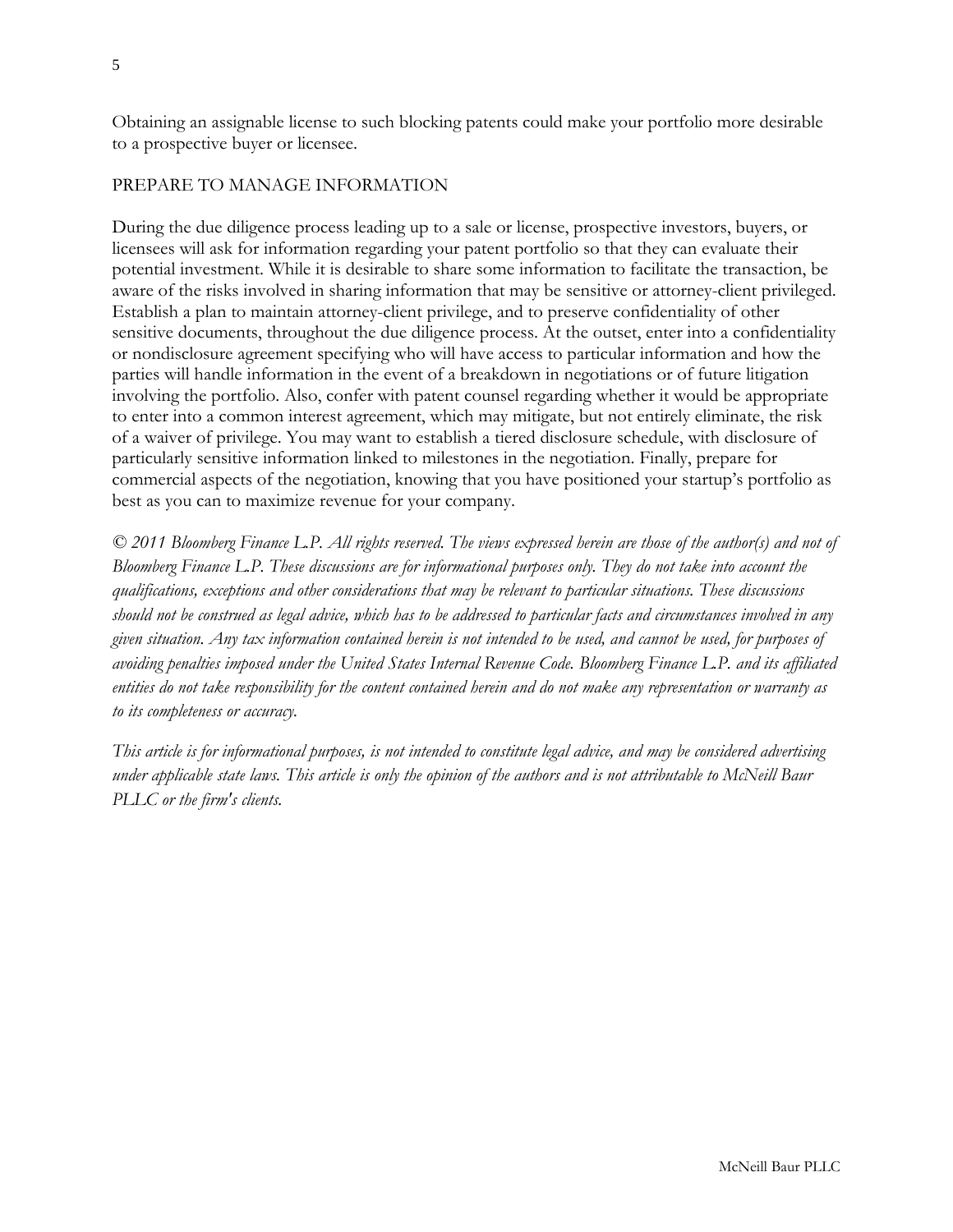Obtaining an assignable license to such blocking patents could make your portfolio more desirable to a prospective buyer or licensee.

## PREPARE TO MANAGE INFORMATION

During the due diligence process leading up to a sale or license, prospective investors, buyers, or licensees will ask for information regarding your patent portfolio so that they can evaluate their potential investment. While it is desirable to share some information to facilitate the transaction, be aware of the risks involved in sharing information that may be sensitive or attorney-client privileged. Establish a plan to maintain attorney-client privilege, and to preserve confidentiality of other sensitive documents, throughout the due diligence process. At the outset, enter into a confidentiality or nondisclosure agreement specifying who will have access to particular information and how the parties will handle information in the event of a breakdown in negotiations or of future litigation involving the portfolio. Also, confer with patent counsel regarding whether it would be appropriate to enter into a common interest agreement, which may mitigate, but not entirely eliminate, the risk of a waiver of privilege. You may want to establish a tiered disclosure schedule, with disclosure of particularly sensitive information linked to milestones in the negotiation. Finally, prepare for commercial aspects of the negotiation, knowing that you have positioned your startup's portfolio as best as you can to maximize revenue for your company.

*© 2011 Bloomberg Finance L.P. All rights reserved. The views expressed herein are those of the author(s) and not of Bloomberg Finance L.P. These discussions are for informational purposes only. They do not take into account the qualifications, exceptions and other considerations that may be relevant to particular situations. These discussions should not be construed as legal advice, which has to be addressed to particular facts and circumstances involved in any given situation. Any tax information contained herein is not intended to be used, and cannot be used, for purposes of avoiding penalties imposed under the United States Internal Revenue Code. Bloomberg Finance L.P. and its affiliated entities do not take responsibility for the content contained herein and do not make any representation or warranty as to its completeness or accuracy.*

*This article is for informational purposes, is not intended to constitute legal advice, and may be considered advertising under applicable state laws. This article is only the opinion of the authors and is not attributable to McNeill Baur PLLC or the firm's clients.*